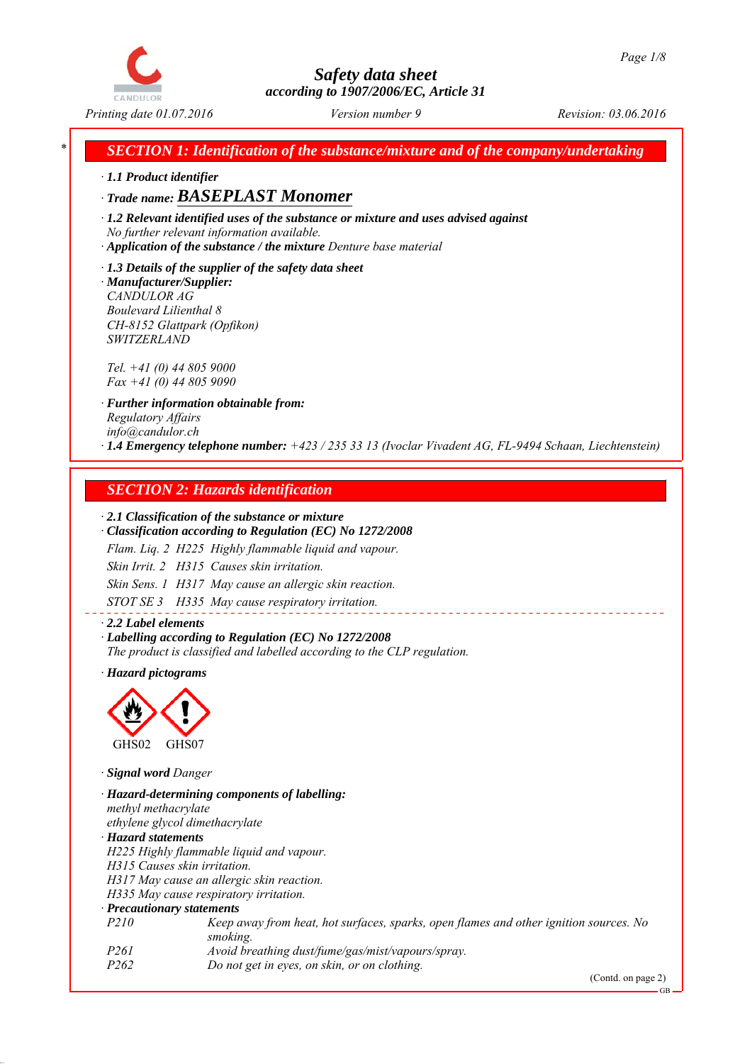# Safety data sheet
according to 1907/2006/EC, Article 31

Printing date 01.07.2016 | Version number 9 | Revision: 03.06.2016

## SECTION 1: Identification of the substance/mixture and of the company/undertaking

· **1.1 Product identifier**

· **Trade name: BASEPLAST Monomer**

· **1.2 Relevant identified uses of the substance or mixture and uses advised against**
No further relevant information available.

· **Application of the substance / the mixture** Denture base material

· **1.3 Details of the supplier of the safety data sheet**

· **Manufacturer/Supplier:**
CANDULOR AG
Boulevard Lilienthal 8
CH-8152 Glattpark (Opfikon)
SWITZERLAND

Tel. +41 (0) 44 805 9000
Fax +41 (0) 44 805 9090

· **Further information obtainable from:**
Regulatory Affairs
info@candulor.ch

· **1.4 Emergency telephone number:** +423 / 235 33 13 (Ivoclar Vivadent AG, FL-9494 Schaan, Liechtenstein)

## SECTION 2: Hazards identification

· **2.1 Classification of the substance or mixture**

· **Classification according to Regulation (EC) No 1272/2008**

Flam. Liq. 2 H225 Highly flammable liquid and vapour.

Skin Irrit. 2 H315 Causes skin irritation.

Skin Sens. 1 H317 May cause an allergic skin reaction.

STOT SE 3 H335 May cause respiratory irritation.

· **2.2 Label elements**

· **Labelling according to Regulation (EC) No 1272/2008**
The product is classified and labelled according to the CLP regulation.

· **Hazard pictograms**

GHS02 GHS07

· **Signal word** Danger

· **Hazard-determining components of labelling:**
methyl methacrylate
ethylene glycol dimethacrylate

· **Hazard statements**
H225 Highly flammable liquid and vapour.
H315 Causes skin irritation.
H317 May cause an allergic skin reaction.
H335 May cause respiratory irritation.

· **Precautionary statements**

| | |
|---|---|
| P210 | Keep away from heat, hot surfaces, sparks, open flames and other ignition sources. No smoking. |
| P261 | Avoid breathing dust/fume/gas/mist/vapours/spray. |
| P262 | Do not get in eyes, on skin, or on clothing. |

(Contd. on page 2)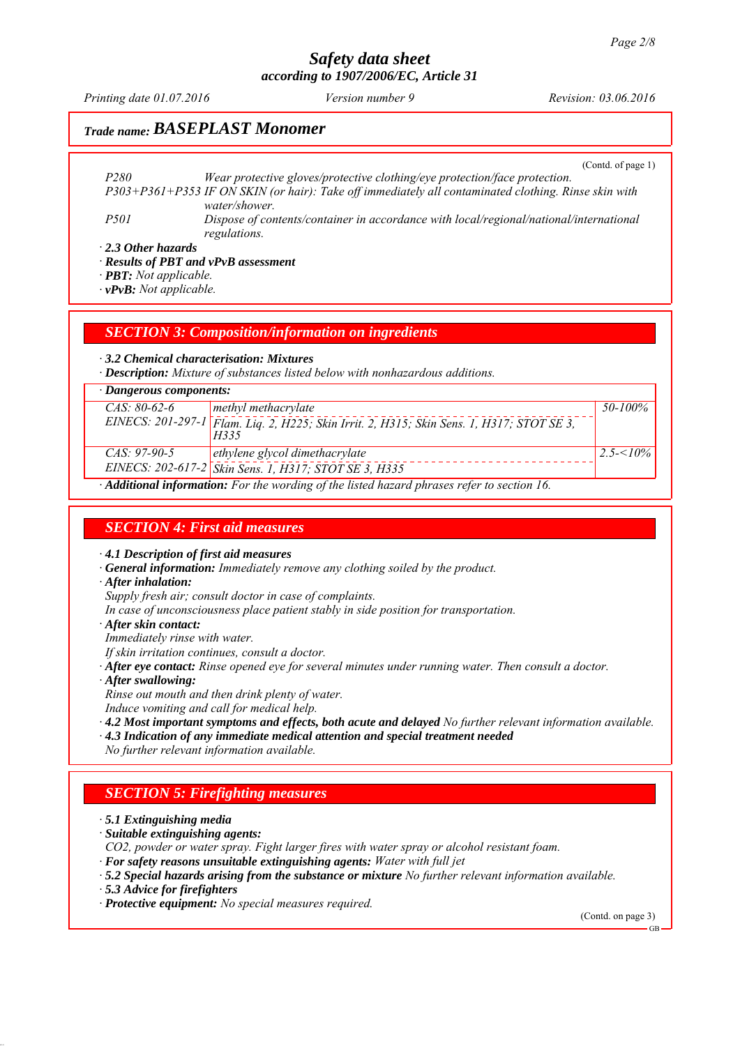## Trade name: BASEPLAST Monomer

(Contd. of page 1)

| | |
|---|---|
| P280 | Wear protective gloves/protective clothing/eye protection/face protection. |
| P303+P361+P353 | IF ON SKIN (or hair): Take off immediately all contaminated clothing. Rinse skin with water/shower. |
| P501 | Dispose of contents/container in accordance with local/regional/national/international regulations. |

· **2.3 Other hazards**
· **Results of PBT and vPvB assessment**
· **PBT:** Not applicable.
· **vPvB:** Not applicable.

## SECTION 3: Composition/information on ingredients

· **3.2 Chemical characterisation: Mixtures**
· **Description:** Mixture of substances listed below with nonhazardous additions.

· **Dangerous components:**

| | | |
|---|---|---|
| CAS: 80-62-6<br>EINECS: 201-297-1 | methyl methacrylate<br>Flam. Liq. 2, H225; Skin Irrit. 2, H315; Skin Sens. 1, H317; STOT SE 3, H335 | 50-100% |
| CAS: 97-90-5<br>EINECS: 202-617-2 | ethylene glycol dimethacrylate<br>Skin Sens. 1, H317; STOT SE 3, H335 | 2.5-<10% |

· **Additional information:** For the wording of the listed hazard phrases refer to section 16.

## SECTION 4: First aid measures

· **4.1 Description of first aid measures**
· **General information:** Immediately remove any clothing soiled by the product.
· **After inhalation:**
Supply fresh air; consult doctor in case of complaints.
In case of unconsciousness place patient stably in side position for transportation.
· **After skin contact:**
Immediately rinse with water.
If skin irritation continues, consult a doctor.
· **After eye contact:** Rinse opened eye for several minutes under running water. Then consult a doctor.
· **After swallowing:**
Rinse out mouth and then drink plenty of water.
Induce vomiting and call for medical help.
· **4.2 Most important symptoms and effects, both acute and delayed** No further relevant information available.
· **4.3 Indication of any immediate medical attention and special treatment needed**
No further relevant information available.

## SECTION 5: Firefighting measures

· **5.1 Extinguishing media**
· **Suitable extinguishing agents:**
CO2, powder or water spray. Fight larger fires with water spray or alcohol resistant foam.
· **For safety reasons unsuitable extinguishing agents:** Water with full jet
· **5.2 Special hazards arising from the substance or mixture** No further relevant information available.
· **5.3 Advice for firefighters**
· **Protective equipment:** No special measures required.

(Contd. on page 3)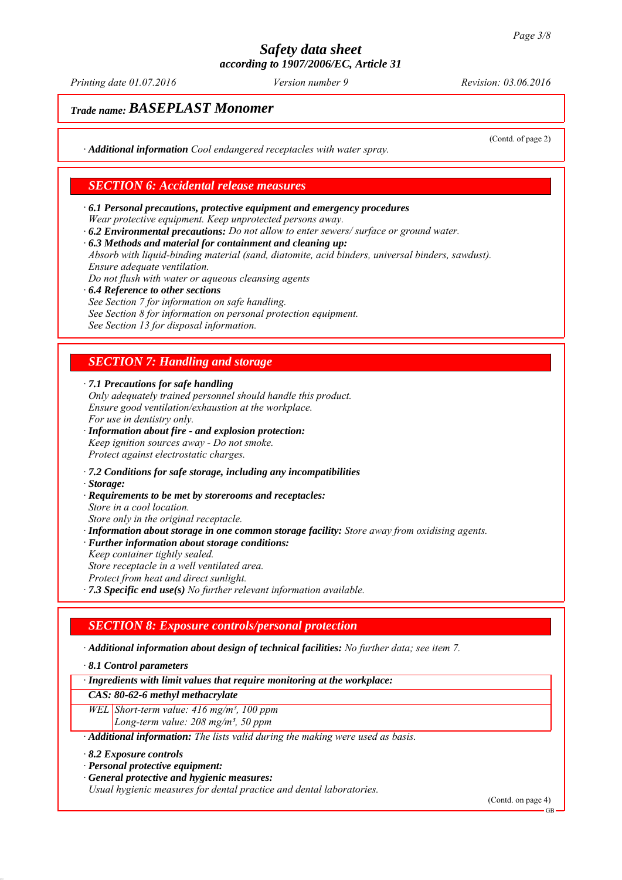# Safety data sheet
according to 1907/2006/EC, Article 31

*Printing date 01.07.2016* *Version number 9* *Revision: 03.06.2016*

## Trade name: BASEPLAST Monomer

(Contd. of page 2)

· **Additional information** Cool endangered receptacles with water spray.

## SECTION 6: Accidental release measures

· **6.1 Personal precautions, protective equipment and emergency procedures**
Wear protective equipment. Keep unprotected persons away.
· **6.2 Environmental precautions:** Do not allow to enter sewers/ surface or ground water.
· **6.3 Methods and material for containment and cleaning up:**
Absorb with liquid-binding material (sand, diatomite, acid binders, universal binders, sawdust).
Ensure adequate ventilation.
Do not flush with water or aqueous cleansing agents
· **6.4 Reference to other sections**
See Section 7 for information on safe handling.
See Section 8 for information on personal protection equipment.
See Section 13 for disposal information.

## SECTION 7: Handling and storage

· **7.1 Precautions for safe handling**
Only adequately trained personnel should handle this product.
Ensure good ventilation/exhaustion at the workplace.
For use in dentistry only.
· **Information about fire - and explosion protection:**
Keep ignition sources away - Do not smoke.
Protect against electrostatic charges.

· **7.2 Conditions for safe storage, including any incompatibilities**
· **Storage:**
· **Requirements to be met by storerooms and receptacles:**
Store in a cool location.
Store only in the original receptacle.
· **Information about storage in one common storage facility:** Store away from oxidising agents.
· **Further information about storage conditions:**
Keep container tightly sealed.
Store receptacle in a well ventilated area.
Protect from heat and direct sunlight.
· **7.3 Specific end use(s)** No further relevant information available.

## SECTION 8: Exposure controls/personal protection

· **Additional information about design of technical facilities:** No further data; see item 7.

· **8.1 Control parameters**

| · Ingredients with limit values that require monitoring at the workplace: | |
|---|---|
| **CAS: 80-62-6 methyl methacrylate** | |
| WEL | Short-term value: 416 mg/m³, 100 ppm<br>Long-term value: 208 mg/m³, 50 ppm |

· **Additional information:** The lists valid during the making were used as basis.

· **8.2 Exposure controls**
· **Personal protective equipment:**
· **General protective and hygienic measures:**
Usual hygienic measures for dental practice and dental laboratories.

(Contd. on page 4)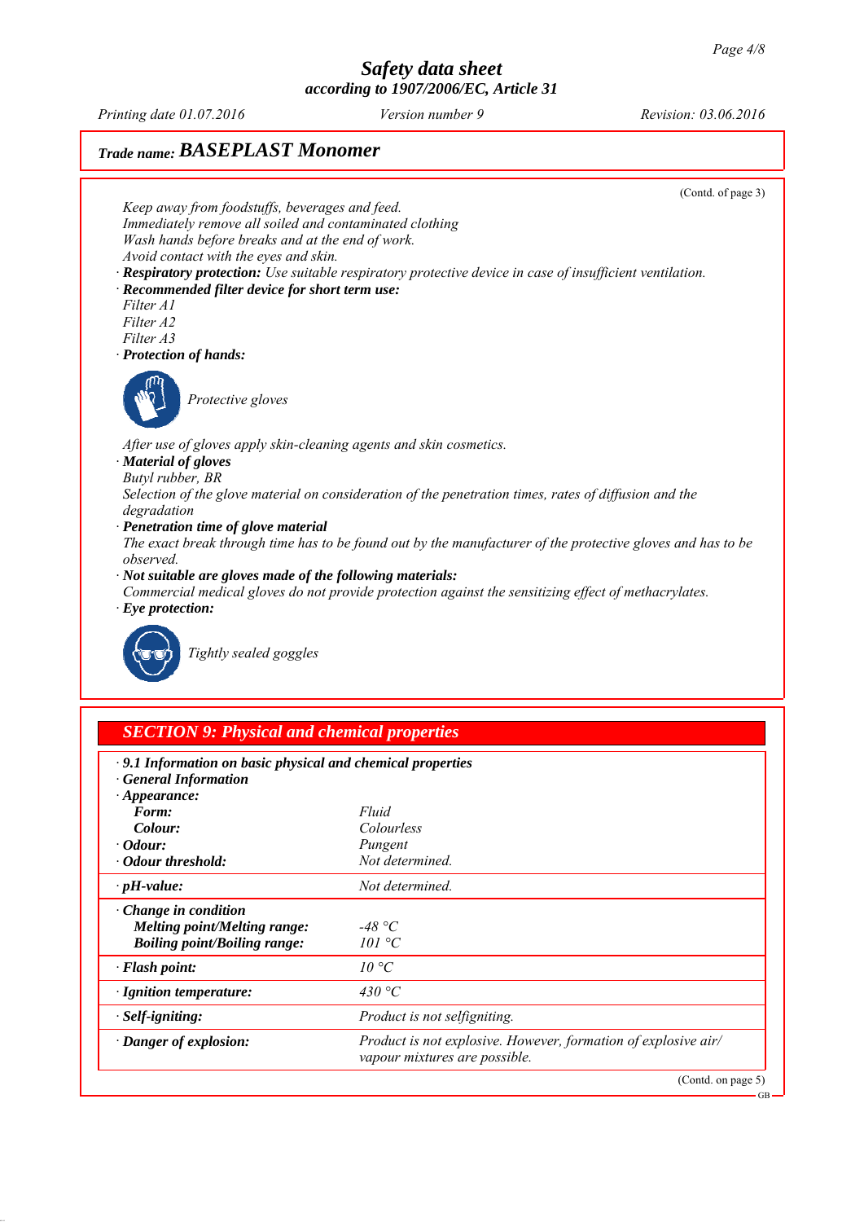## Trade name: BASEPLAST Monomer

(Contd. of page 3)

*Keep away from foodstuffs, beverages and feed.*
*Immediately remove all soiled and contaminated clothing*
*Wash hands before breaks and at the end of work.*
*Avoid contact with the eyes and skin.*

· ***Respiratory protection:*** *Use suitable respiratory protective device in case of insufficient ventilation.*

· ***Recommended filter device for short term use:***
*Filter A1*
*Filter A2*
*Filter A3*

· ***Protection of hands:***

*Protective gloves*

*After use of gloves apply skin-cleaning agents and skin cosmetics.*

· ***Material of gloves***
*Butyl rubber, BR*
*Selection of the glove material on consideration of the penetration times, rates of diffusion and the degradation*

· ***Penetration time of glove material***
*The exact break through time has to be found out by the manufacturer of the protective gloves and has to be observed.*

· ***Not suitable are gloves made of the following materials:***
*Commercial medical gloves do not provide protection against the sensitizing effect of methacrylates.*

· ***Eye protection:***

*Tightly sealed goggles*

## SECTION 9: Physical and chemical properties

· ***9.1 Information on basic physical and chemical properties***
· ***General Information***

| | |
|---|---|
| · ***Appearance:*** | |
| ***Form:*** | *Fluid* |
| ***Colour:*** | *Colourless* |
| · ***Odour:*** | *Pungent* |
| · ***Odour threshold:*** | *Not determined.* |
| · ***pH-value:*** | *Not determined.* |
| · ***Change in condition*** | |
| ***Melting point/Melting range:*** | *-48 °C* |
| ***Boiling point/Boiling range:*** | *101 °C* |
| · ***Flash point:*** | *10 °C* |
| · ***Ignition temperature:*** | *430 °C* |
| · ***Self-igniting:*** | *Product is not selfigniting.* |
| · ***Danger of explosion:*** | *Product is not explosive. However, formation of explosive air/vapour mixtures are possible.* |

(Contd. on page 5)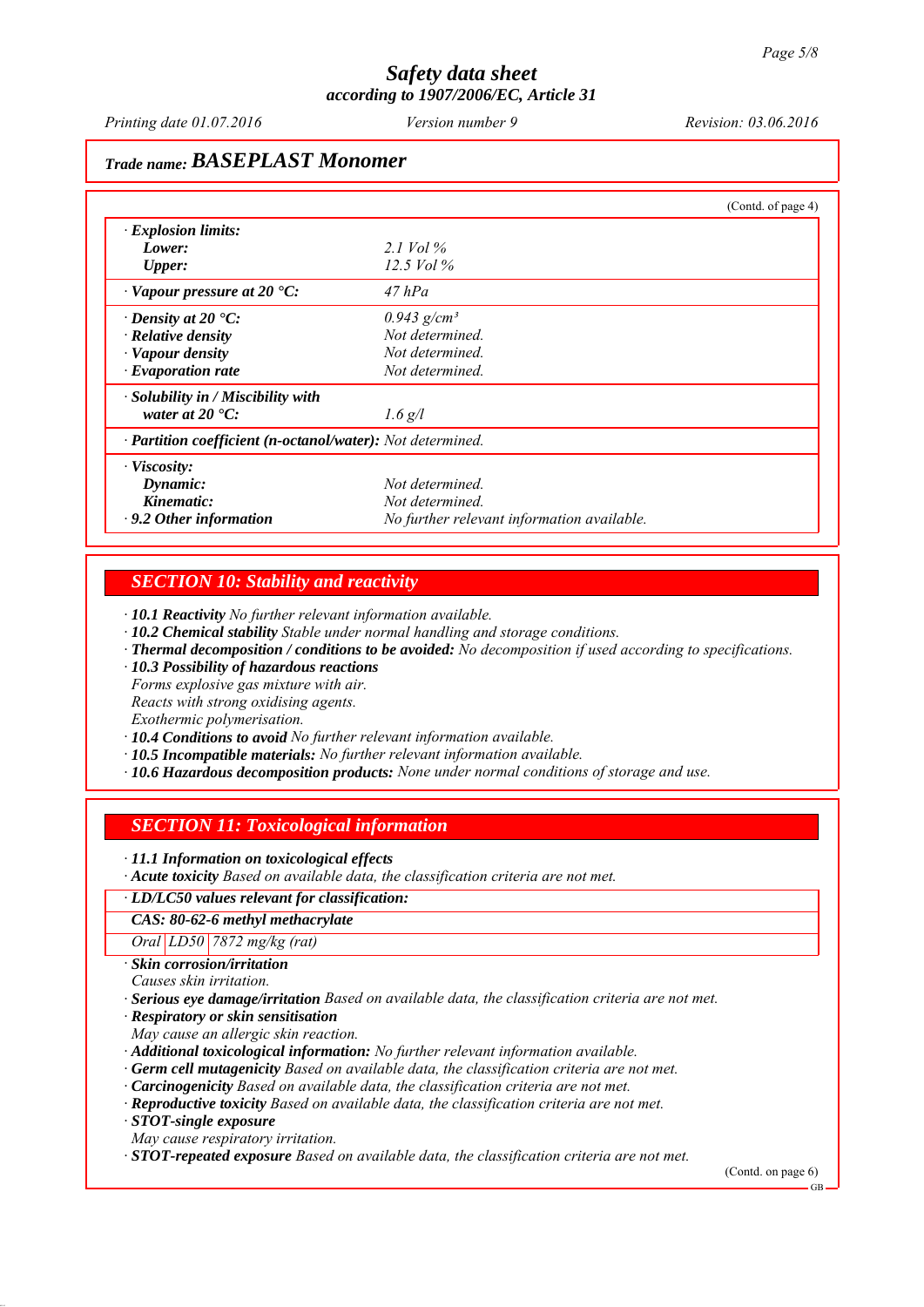*Trade name:* ***BASEPLAST Monomer***

(Contd. of page 4)

| | |
|---|---|
| **· Explosion limits:** | |
| **Lower:** | 2.1 Vol % |
| **Upper:** | 12.5 Vol % |
| **· Vapour pressure at 20 °C:** | 47 hPa |
| **· Density at 20 °C:** | 0.943 g/cm³ |
| **· Relative density** | Not determined. |
| **· Vapour density** | Not determined. |
| **· Evaporation rate** | Not determined. |
| **· Solubility in / Miscibility with water at 20 °C:** | 1.6 g/l |
| **· Partition coefficient (n-octanol/water):** | Not determined. |
| **· Viscosity:** | |
| **Dynamic:** | Not determined. |
| **Kinematic:** | Not determined. |
| **· 9.2 Other information** | No further relevant information available. |

## SECTION 10: Stability and reactivity

· **10.1 Reactivity** No further relevant information available.
· **10.2 Chemical stability** Stable under normal handling and storage conditions.
· **Thermal decomposition / conditions to be avoided:** No decomposition if used according to specifications.
· **10.3 Possibility of hazardous reactions**
Forms explosive gas mixture with air.
Reacts with strong oxidising agents.
Exothermic polymerisation.
· **10.4 Conditions to avoid** No further relevant information available.
· **10.5 Incompatible materials:** No further relevant information available.
· **10.6 Hazardous decomposition products:** None under normal conditions of storage and use.

## SECTION 11: Toxicological information

· **11.1 Information on toxicological effects**
· **Acute toxicity** Based on available data, the classification criteria are not met.

| · LD/LC50 values relevant for classification: | | |
|---|---|---|
| **CAS: 80-62-6 methyl methacrylate** | | |
| Oral | LD50 | 7872 mg/kg (rat) |

· **Skin corrosion/irritation**
Causes skin irritation.
· **Serious eye damage/irritation** Based on available data, the classification criteria are not met.
· **Respiratory or skin sensitisation**
May cause an allergic skin reaction.
· **Additional toxicological information:** No further relevant information available.
· **Germ cell mutagenicity** Based on available data, the classification criteria are not met.
· **Carcinogenicity** Based on available data, the classification criteria are not met.
· **Reproductive toxicity** Based on available data, the classification criteria are not met.
· **STOT-single exposure**
May cause respiratory irritation.
· **STOT-repeated exposure** Based on available data, the classification criteria are not met.

(Contd. on page 6)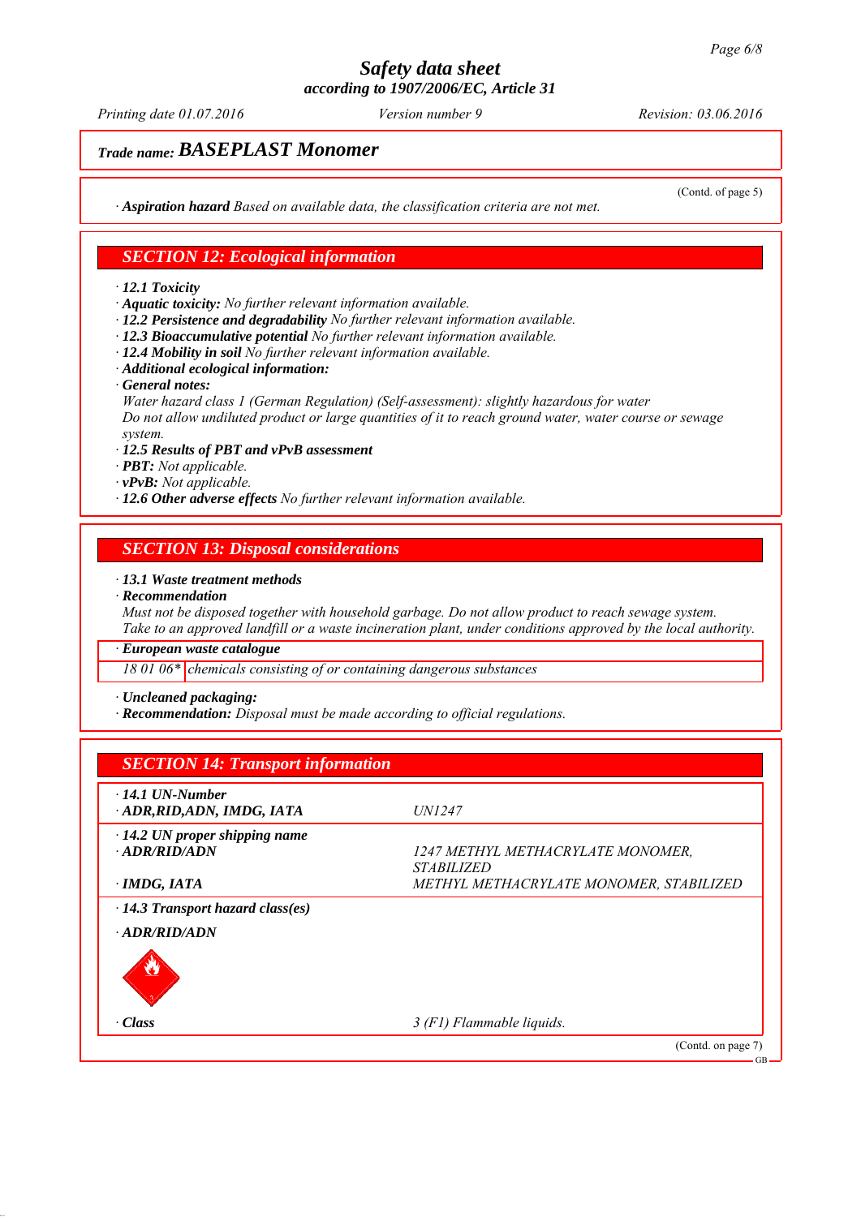**Trade name: BASEPLAST Monomer**

(Contd. of page 5)

· **Aspiration hazard** Based on available data, the classification criteria are not met.

## SECTION 12: Ecological information

· **12.1 Toxicity**
· **Aquatic toxicity:** No further relevant information available.
· **12.2 Persistence and degradability** No further relevant information available.
· **12.3 Bioaccumulative potential** No further relevant information available.
· **12.4 Mobility in soil** No further relevant information available.
· **Additional ecological information:**
· **General notes:**
Water hazard class 1 (German Regulation) (Self-assessment): slightly hazardous for water
Do not allow undiluted product or large quantities of it to reach ground water, water course or sewage system.
· **12.5 Results of PBT and vPvB assessment**
· **PBT:** Not applicable.
· **vPvB:** Not applicable.
· **12.6 Other adverse effects** No further relevant information available.

## SECTION 13: Disposal considerations

· **13.1 Waste treatment methods**
· **Recommendation**
Must not be disposed together with household garbage. Do not allow product to reach sewage system.
Take to an approved landfill or a waste incineration plant, under conditions approved by the local authority.

· **European waste catalogue**

| | |
|---|---|
| 18 01 06* | chemicals consisting of or containing dangerous substances |

· **Uncleaned packaging:**
· **Recommendation:** Disposal must be made according to official regulations.

## SECTION 14: Transport information

| | |
|---|---|
| · **14.1 UN-Number** | |
| · **ADR,RID,ADN, IMDG, IATA** | UN1247 |
| · **14.2 UN proper shipping name** | |
| · **ADR/RID/ADN** | 1247 METHYL METHACRYLATE MONOMER, STABILIZED |
| · **IMDG, IATA** | METHYL METHACRYLATE MONOMER, STABILIZED |
| · **14.3 Transport hazard class(es)** | |
| · **ADR/RID/ADN** | |
| · **Class** | 3 (F1) Flammable liquids. |

(Contd. on page 7)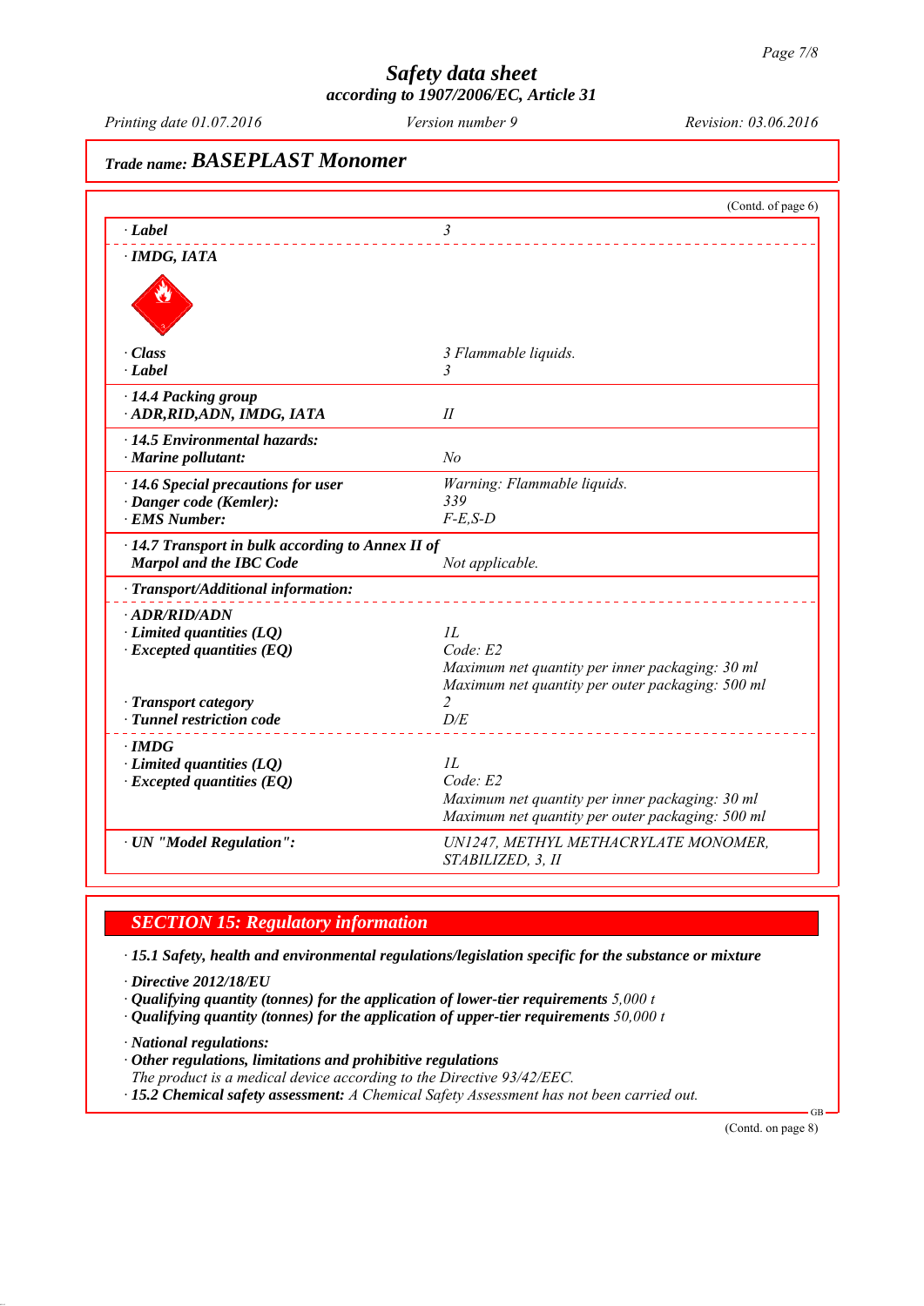*(Contd. of page 6)*

| | |
|---|---|
| · **Label** | 3 |
| · **IMDG, IATA** | |
| · **Class** | 3 Flammable liquids. |
| · **Label** | 3 |
| · **14.4 Packing group** | |
| · **ADR,RID,ADN, IMDG, IATA** | II |
| · **14.5 Environmental hazards:** | |
| · **Marine pollutant:** | No |
| · **14.6 Special precautions for user** | Warning: Flammable liquids. |
| · **Danger code (Kemler):** | 339 |
| · **EMS Number:** | F-E,S-D |
| · **14.7 Transport in bulk according to Annex II of Marpol and the IBC Code** | Not applicable. |
| · **Transport/Additional information:** | |
| · **ADR/RID/ADN** | |
| · **Limited quantities (LQ)** | 1L |
| · **Excepted quantities (EQ)** | Code: E2<br>Maximum net quantity per inner packaging: 30 ml<br>Maximum net quantity per outer packaging: 500 ml |
| · **Transport category** | 2 |
| · **Tunnel restriction code** | D/E |
| · **IMDG** | |
| · **Limited quantities (LQ)** | 1L |
| · **Excepted quantities (EQ)** | Code: E2<br>Maximum net quantity per inner packaging: 30 ml<br>Maximum net quantity per outer packaging: 500 ml |
| · **UN "Model Regulation":** | UN1247, METHYL METHACRYLATE MONOMER, STABILIZED, 3, II |

## SECTION 15: Regulatory information

· **15.1 Safety, health and environmental regulations/legislation specific for the substance or mixture**

· **Directive 2012/18/EU**
· **Qualifying quantity (tonnes) for the application of lower-tier requirements** 5,000 t
· **Qualifying quantity (tonnes) for the application of upper-tier requirements** 50,000 t

· **National regulations:**
· **Other regulations, limitations and prohibitive regulations**
The product is a medical device according to the Directive 93/42/EEC.
· **15.2 Chemical safety assessment:** A Chemical Safety Assessment has not been carried out.

*(Contd. on page 8)*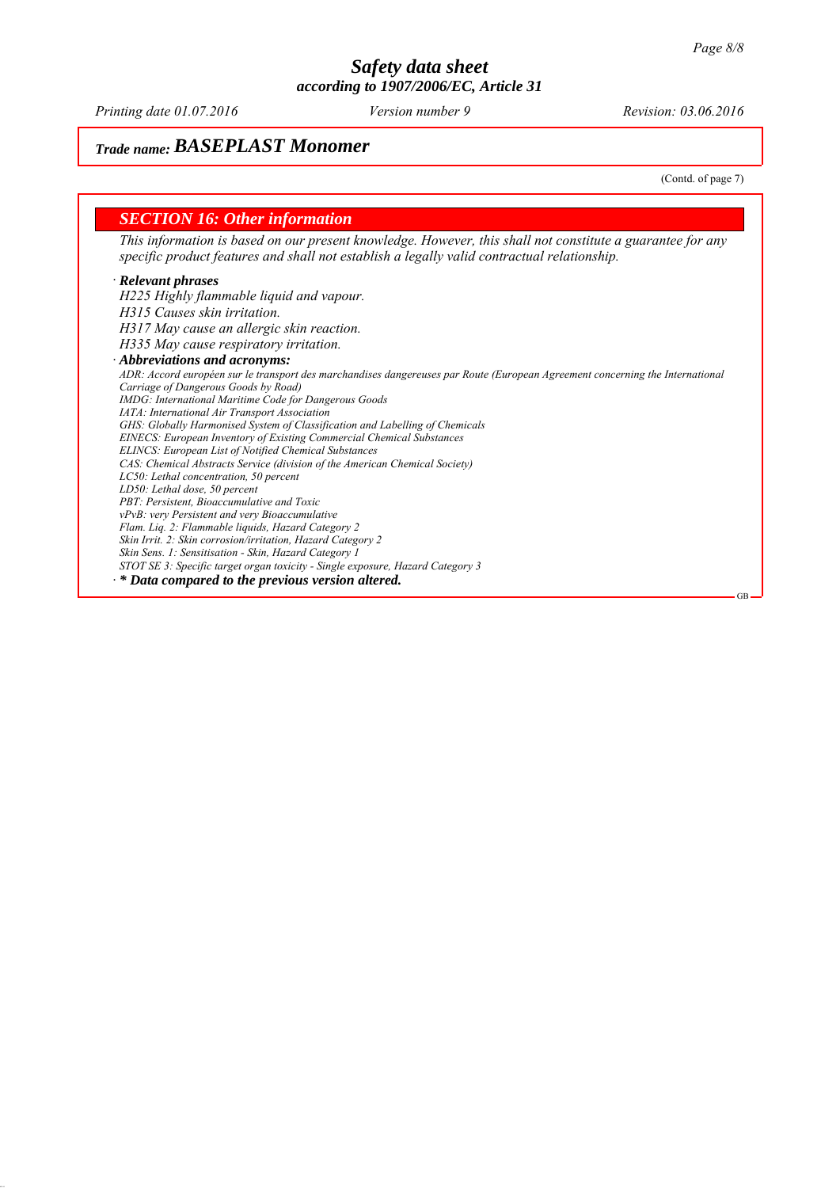## Trade name: BASEPLAST Monomer

(Contd. of page 7)

### SECTION 16: Other information

*This information is based on our present knowledge. However, this shall not constitute a guarantee for any specific product features and shall not establish a legally valid contractual relationship.*

· **Relevant phrases**

H225 Highly flammable liquid and vapour.

H315 Causes skin irritation.

H317 May cause an allergic skin reaction.

H335 May cause respiratory irritation.

· **Abbreviations and acronyms:**

ADR: Accord européen sur le transport des marchandises dangereuses par Route (European Agreement concerning the International Carriage of Dangerous Goods by Road)
IMDG: International Maritime Code for Dangerous Goods
IATA: International Air Transport Association
GHS: Globally Harmonised System of Classification and Labelling of Chemicals
EINECS: European Inventory of Existing Commercial Chemical Substances
ELINCS: European List of Notified Chemical Substances
CAS: Chemical Abstracts Service (division of the American Chemical Society)
LC50: Lethal concentration, 50 percent
LD50: Lethal dose, 50 percent
PBT: Persistent, Bioaccumulative and Toxic
vPvB: very Persistent and very Bioaccumulative
Flam. Liq. 2: Flammable liquids, Hazard Category 2
Skin Irrit. 2: Skin corrosion/irritation, Hazard Category 2
Skin Sens. 1: Sensitisation - Skin, Hazard Category 1
STOT SE 3: Specific target organ toxicity - Single exposure, Hazard Category 3

· **\* Data compared to the previous version altered.**

GB